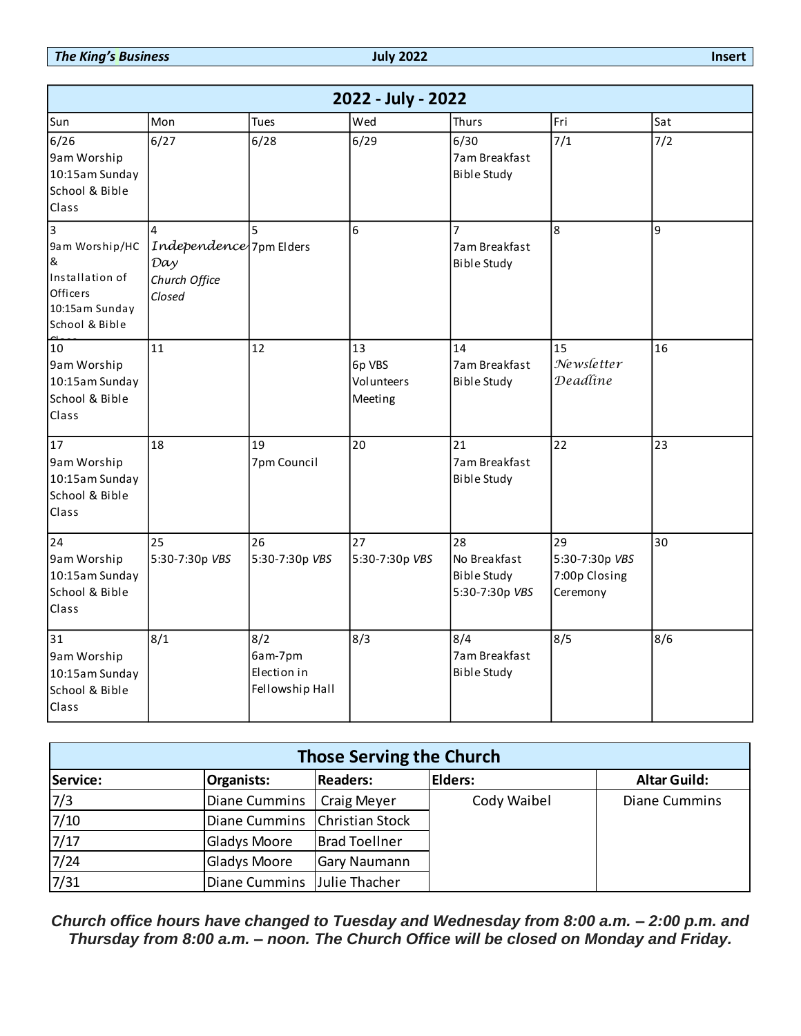## 2022 - July - 2022

| Sun | Mon | Tues | Wed | Thurs | Fri | Sat |
|---|---|---|---|---|---|---|
| 6/26<br>9am Worship<br>10:15am Sunday School & Bible Class | 6/27 | 6/28 | 6/29 | 6/30<br>7am Breakfast Bible Study | 7/1 | 7/2 |
| 3<br>9am Worship/HC & Installation of Officers<br>10:15am Sunday School & Bible Class | 4<br>*Independence Day*<br>*Church Office Closed* | 5<br>7pm Elders | 6 | 7<br>7am Breakfast Bible Study | 8 | 9 |
| 10<br>9am Worship<br>10:15am Sunday School & Bible Class | 11 | 12 | 13<br>6p VBS Volunteers Meeting | 14<br>7am Breakfast Bible Study | 15<br>*Newsletter Deadline* | 16 |
| 17<br>9am Worship<br>10:15am Sunday School & Bible Class | 18 | 19<br>7pm Council | 20 | 21<br>7am Breakfast Bible Study | 22 | 23 |
| 24<br>9am Worship<br>10:15am Sunday School & Bible Class | 25<br>5:30-7:30p *VBS* | 26<br>5:30-7:30p *VBS* | 27<br>5:30-7:30p *VBS* | 28<br>No Breakfast Bible Study<br>5:30-7:30p *VBS* | 29<br>5:30-7:30p *VBS*<br>7:00p Closing Ceremony | 30 |
| 31<br>9am Worship<br>10:15am Sunday School & Bible Class | 8/1 | 8/2<br>6am-7pm Election in Fellowship Hall | 8/3 | 8/4<br>7am Breakfast Bible Study | 8/5 | 8/6 |

## Those Serving the Church

| Service: | Organists: | Readers: | Elders: | Altar Guild: |
|---|---|---|---|---|
| 7/3 | Diane Cummins | Craig Meyer | Cody Waibel | Diane Cummins |
| 7/10 | Diane Cummins | Christian Stock | | |
| 7/17 | Gladys Moore | Brad Toellner | | |
| 7/24 | Gladys Moore | Gary Naumann | | |
| 7/31 | Diane Cummins | Julie Thacher | | |

***Church office hours have changed to Tuesday and Wednesday from 8:00 a.m. – 2:00 p.m. and Thursday from 8:00 a.m. – noon. The Church Office will be closed on Monday and Friday.***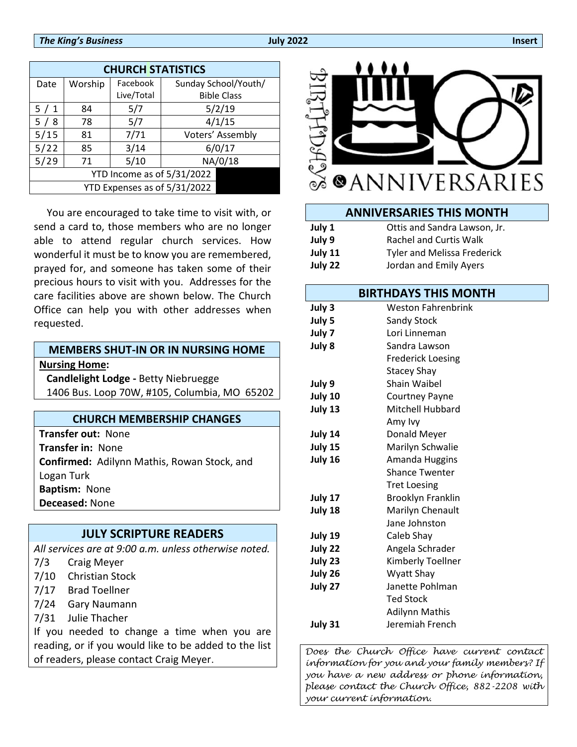## CHURCH STATISTICS

| Date | Worship | Facebook Live/Total | Sunday School/Youth/ Bible Class |
|---|---|---|---|
| 5 / 1 | 84 | 5/7 | 5/2/19 |
| 5 / 8 | 78 | 5/7 | 4/1/15 |
| 5/15 | 81 | 7/71 | Voters' Assembly |
| 5/22 | 85 | 3/14 | 6/0/17 |
| 5/29 | 71 | 5/10 | NA/0/18 |
| YTD Income as of 5/31/2022 | | | |
| YTD Expenses as of 5/31/2022 | | | |

You are encouraged to take time to visit with, or send a card to, those members who are no longer able to attend regular church services. How wonderful it must be to know you are remembered, prayed for, and someone has taken some of their precious hours to visit with you. Addresses for the care facilities above are shown below. The Church Office can help you with other addresses when requested.

## MEMBERS SHUT-IN OR IN NURSING HOME

**Nursing Home:**

**Candlelight Lodge -** Betty Niebruegge
1406 Bus. Loop 70W, #105, Columbia, MO 65202

## CHURCH MEMBERSHIP CHANGES

**Transfer out:** None
**Transfer in:** None
**Confirmed:** Adilynn Mathis, Rowan Stock, and Logan Turk
**Baptism:** None
**Deceased:** None

## JULY SCRIPTURE READERS

*All services are at 9:00 a.m. unless otherwise noted.*

- 7/3 Craig Meyer
- 7/10 Christian Stock
- 7/17 Brad Toellner
- 7/24 Gary Naumann
- 7/31 Julie Thacher

If you needed to change a time when you are reading, or if you would like to be added to the list of readers, please contact Craig Meyer.

BIRTHDAYS & ANNIVERSARIES

## ANNIVERSARIES THIS MONTH

| | |
|---|---|
| **July 1** | Ottis and Sandra Lawson, Jr. |
| **July 9** | Rachel and Curtis Walk |
| **July 11** | Tyler and Melissa Frederick |
| **July 22** | Jordan and Emily Ayers |

## BIRTHDAYS THIS MONTH

| | |
|---|---|
| **July 3** | Weston Fahrenbrink |
| **July 5** | Sandy Stock |
| **July 7** | Lori Linneman |
| **July 8** | Sandra Lawson |
| | Frederick Loesing |
| | Stacey Shay |
| **July 9** | Shain Waibel |
| **July 10** | Courtney Payne |
| **July 13** | Mitchell Hubbard |
| | Amy Ivy |
| **July 14** | Donald Meyer |
| **July 15** | Marilyn Schwalie |
| **July 16** | Amanda Huggins |
| | Shance Twenter |
| | Tret Loesing |
| **July 17** | Brooklyn Franklin |
| **July 18** | Marilyn Chenault |
| | Jane Johnston |
| **July 19** | Caleb Shay |
| **July 22** | Angela Schrader |
| **July 23** | Kimberly Toellner |
| **July 26** | Wyatt Shay |
| **July 27** | Janette Pohlman |
| | Ted Stock |
| | Adilynn Mathis |
| **July 31** | Jeremiah French |

*Does the Church Office have current contact information for you and your family members? If you have a new address or phone information, please contact the Church Office, 882-2208 with your current information.*